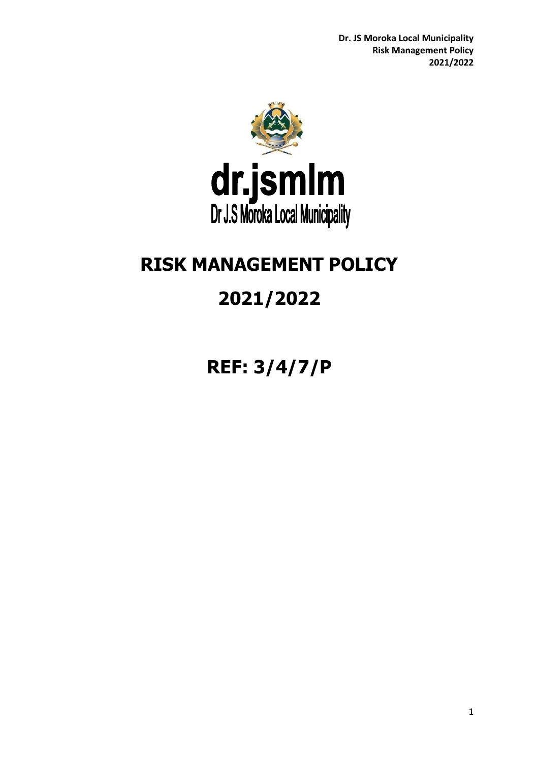dr.jsmlm

Dr J.S Moroka Local Municipality

# RISK MANAGEMENT POLICY

# 2021/2022

# REF: 3/4/7/P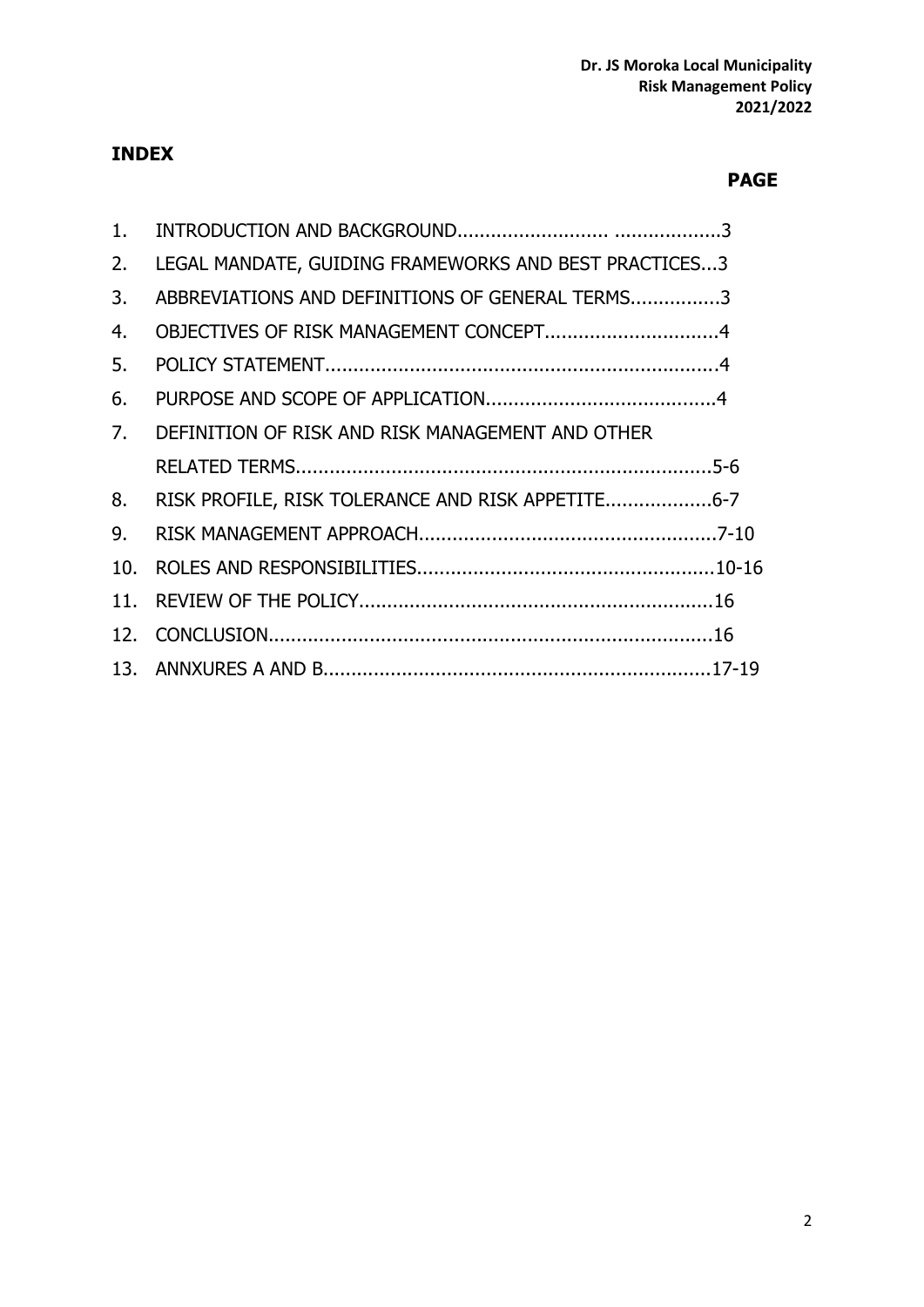## INDEX

**PAGE**

1. INTRODUCTION AND BACKGROUND........................... ...................3
2. LEGAL MANDATE, GUIDING FRAMEWORKS AND BEST PRACTICES...3
3. ABBREVIATIONS AND DEFINITIONS OF GENERAL TERMS................3
4. OBJECTIVES OF RISK MANAGEMENT CONCEPT...............................4
5. POLICY STATEMENT......................................................................4
6. PURPOSE AND SCOPE OF APPLICATION.........................................4
7. DEFINITION OF RISK AND RISK MANAGEMENT AND OTHER RELATED TERMS..........................................................................5-6
8. RISK PROFILE, RISK TOLERANCE AND RISK APPETITE...................6-7
9. RISK MANAGEMENT APPROACH......................................................7-10
10. ROLES AND RESPONSIBILITIES.....................................................10-16
11. REVIEW OF THE POLICY...............................................................16
12. CONCLUSION...............................................................................16
13. ANNXURES A AND B.....................................................................17-19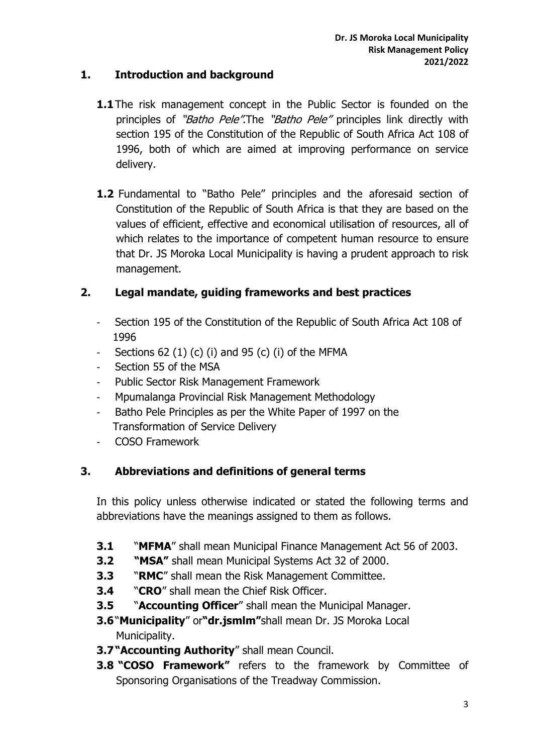## 1. Introduction and background

**1.1** The risk management concept in the Public Sector is founded on the principles of *"Batho Pele"*.The *"Batho Pele"* principles link directly with section 195 of the Constitution of the Republic of South Africa Act 108 of 1996, both of which are aimed at improving performance on service delivery.

**1.2** Fundamental to "Batho Pele" principles and the aforesaid section of Constitution of the Republic of South Africa is that they are based on the values of efficient, effective and economical utilisation of resources, all of which relates to the importance of competent human resource to ensure that Dr. JS Moroka Local Municipality is having a prudent approach to risk management.

## 2. Legal mandate, guiding frameworks and best practices

- Section 195 of the Constitution of the Republic of South Africa Act 108 of 1996
- Sections 62 (1) (c) (i) and 95 (c) (i) of the MFMA
- Section 55 of the MSA
- Public Sector Risk Management Framework
- Mpumalanga Provincial Risk Management Methodology
- Batho Pele Principles as per the White Paper of 1997 on the Transformation of Service Delivery
- COSO Framework

## 3. Abbreviations and definitions of general terms

In this policy unless otherwise indicated or stated the following terms and abbreviations have the meanings assigned to them as follows.

**3.1** "**MFMA**" shall mean Municipal Finance Management Act 56 of 2003.

**3.2** **"MSA"** shall mean Municipal Systems Act 32 of 2000.

**3.3** "**RMC**" shall mean the Risk Management Committee.

**3.4** "**CRO**" shall mean the Chief Risk Officer.

**3.5** "**Accounting Officer**" shall mean the Municipal Manager.

**3.6** "**Municipality**" or **"dr.jsmlm"** shall mean Dr. JS Moroka Local Municipality.

**3.7** **"Accounting Authority**" shall mean Council.

**3.8** **"COSO Framework"** refers to the framework by Committee of Sponsoring Organisations of the Treadway Commission.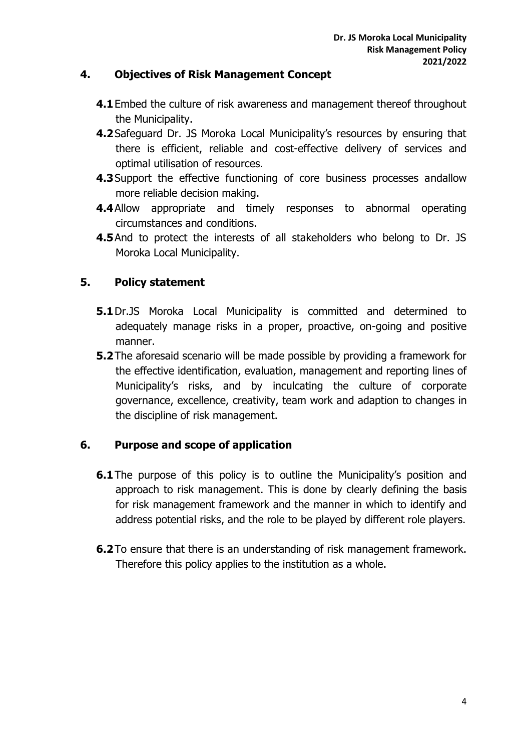## 4. Objectives of Risk Management Concept

**4.1** Embed the culture of risk awareness and management thereof throughout the Municipality.

**4.2** Safeguard Dr. JS Moroka Local Municipality's resources by ensuring that there is efficient, reliable and cost-effective delivery of services and optimal utilisation of resources.

**4.3** Support the effective functioning of core business processes andallow more reliable decision making.

**4.4** Allow appropriate and timely responses to abnormal operating circumstances and conditions.

**4.5** And to protect the interests of all stakeholders who belong to Dr. JS Moroka Local Municipality.

## 5. Policy statement

**5.1** Dr.JS Moroka Local Municipality is committed and determined to adequately manage risks in a proper, proactive, on-going and positive manner.

**5.2** The aforesaid scenario will be made possible by providing a framework for the effective identification, evaluation, management and reporting lines of Municipality's risks, and by inculcating the culture of corporate governance, excellence, creativity, team work and adaption to changes in the discipline of risk management.

## 6. Purpose and scope of application

**6.1** The purpose of this policy is to outline the Municipality's position and approach to risk management. This is done by clearly defining the basis for risk management framework and the manner in which to identify and address potential risks, and the role to be played by different role players.

**6.2** To ensure that there is an understanding of risk management framework. Therefore this policy applies to the institution as a whole.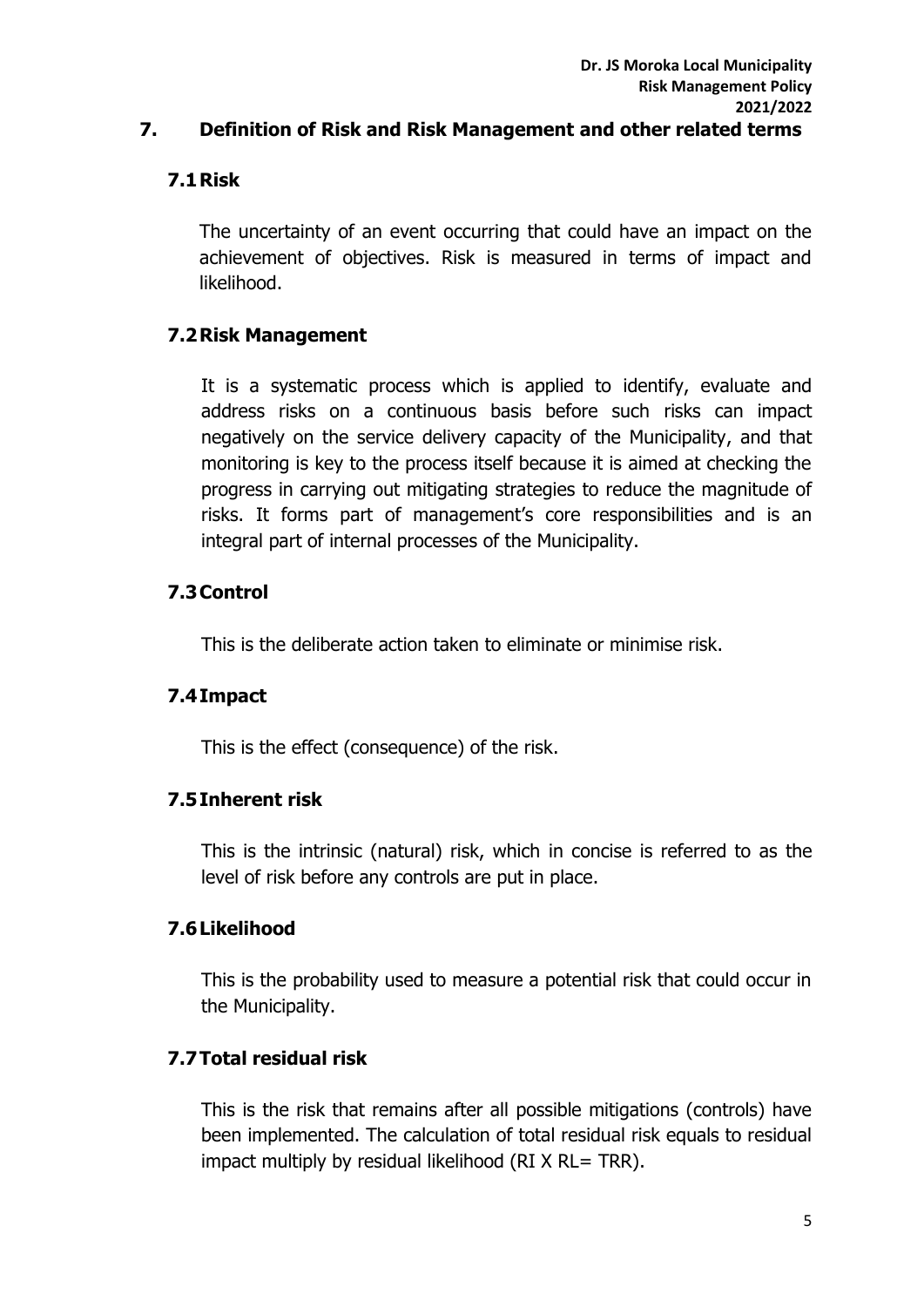## 7. Definition of Risk and Risk Management and other related terms

### 7.1 Risk

The uncertainty of an event occurring that could have an impact on the achievement of objectives. Risk is measured in terms of impact and likelihood.

### 7.2 Risk Management

It is a systematic process which is applied to identify, evaluate and address risks on a continuous basis before such risks can impact negatively on the service delivery capacity of the Municipality, and that monitoring is key to the process itself because it is aimed at checking the progress in carrying out mitigating strategies to reduce the magnitude of risks. It forms part of management's core responsibilities and is an integral part of internal processes of the Municipality.

### 7.3 Control

This is the deliberate action taken to eliminate or minimise risk.

### 7.4 Impact

This is the effect (consequence) of the risk.

### 7.5 Inherent risk

This is the intrinsic (natural) risk, which in concise is referred to as the level of risk before any controls are put in place.

### 7.6 Likelihood

This is the probability used to measure a potential risk that could occur in the Municipality.

### 7.7 Total residual risk

This is the risk that remains after all possible mitigations (controls) have been implemented. The calculation of total residual risk equals to residual impact multiply by residual likelihood (RI X RL= TRR).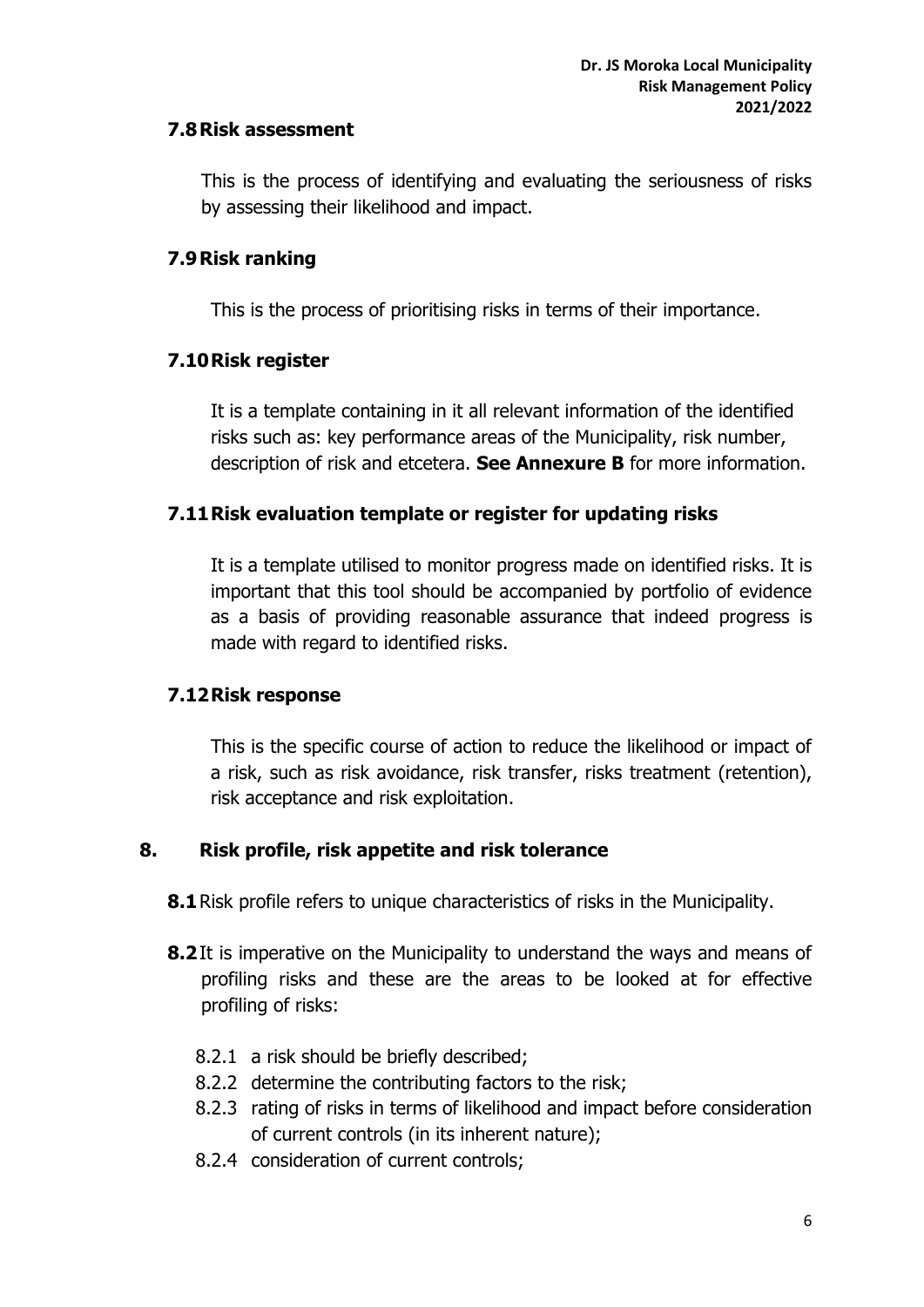### 7.8 Risk assessment

This is the process of identifying and evaluating the seriousness of risks by assessing their likelihood and impact.

### 7.9 Risk ranking

This is the process of prioritising risks in terms of their importance.

### 7.10 Risk register

It is a template containing in it all relevant information of the identified risks such as: key performance areas of the Municipality, risk number, description of risk and etcetera. **See Annexure B** for more information.

### 7.11 Risk evaluation template or register for updating risks

It is a template utilised to monitor progress made on identified risks. It is important that this tool should be accompanied by portfolio of evidence as a basis of providing reasonable assurance that indeed progress is made with regard to identified risks.

### 7.12 Risk response

This is the specific course of action to reduce the likelihood or impact of a risk, such as risk avoidance, risk transfer, risks treatment (retention), risk acceptance and risk exploitation.

## 8. Risk profile, risk appetite and risk tolerance

**8.1** Risk profile refers to unique characteristics of risks in the Municipality.

**8.2** It is imperative on the Municipality to understand the ways and means of profiling risks and these are the areas to be looked at for effective profiling of risks:

- 8.2.1 a risk should be briefly described;
- 8.2.2 determine the contributing factors to the risk;
- 8.2.3 rating of risks in terms of likelihood and impact before consideration of current controls (in its inherent nature);
- 8.2.4 consideration of current controls;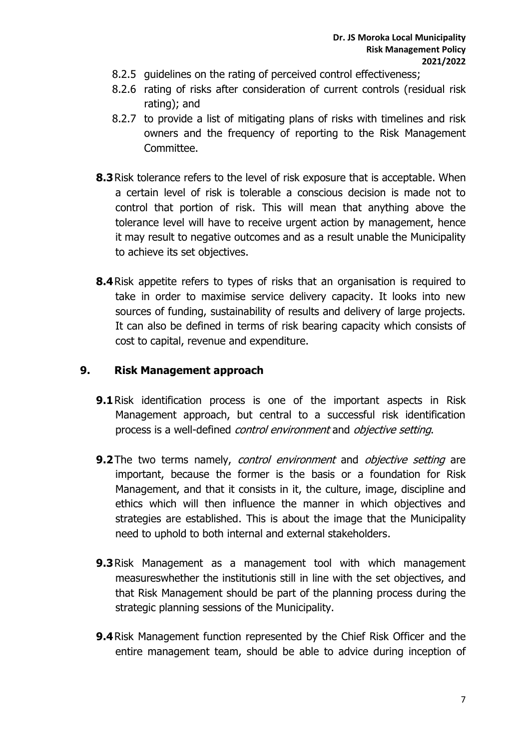8.2.5 guidelines on the rating of perceived control effectiveness;

8.2.6 rating of risks after consideration of current controls (residual risk rating); and

8.2.7 to provide a list of mitigating plans of risks with timelines and risk owners and the frequency of reporting to the Risk Management Committee.

**8.3** Risk tolerance refers to the level of risk exposure that is acceptable. When a certain level of risk is tolerable a conscious decision is made not to control that portion of risk. This will mean that anything above the tolerance level will have to receive urgent action by management, hence it may result to negative outcomes and as a result unable the Municipality to achieve its set objectives.

**8.4** Risk appetite refers to types of risks that an organisation is required to take in order to maximise service delivery capacity. It looks into new sources of funding, sustainability of results and delivery of large projects. It can also be defined in terms of risk bearing capacity which consists of cost to capital, revenue and expenditure.

## 9. Risk Management approach

**9.1** Risk identification process is one of the important aspects in Risk Management approach, but central to a successful risk identification process is a well-defined *control environment* and *objective setting*.

**9.2** The two terms namely, *control environment* and *objective setting* are important, because the former is the basis or a foundation for Risk Management, and that it consists in it, the culture, image, discipline and ethics which will then influence the manner in which objectives and strategies are established. This is about the image that the Municipality need to uphold to both internal and external stakeholders.

**9.3** Risk Management as a management tool with which management measureswhether the institutionis still in line with the set objectives, and that Risk Management should be part of the planning process during the strategic planning sessions of the Municipality.

**9.4** Risk Management function represented by the Chief Risk Officer and the entire management team, should be able to advice during inception of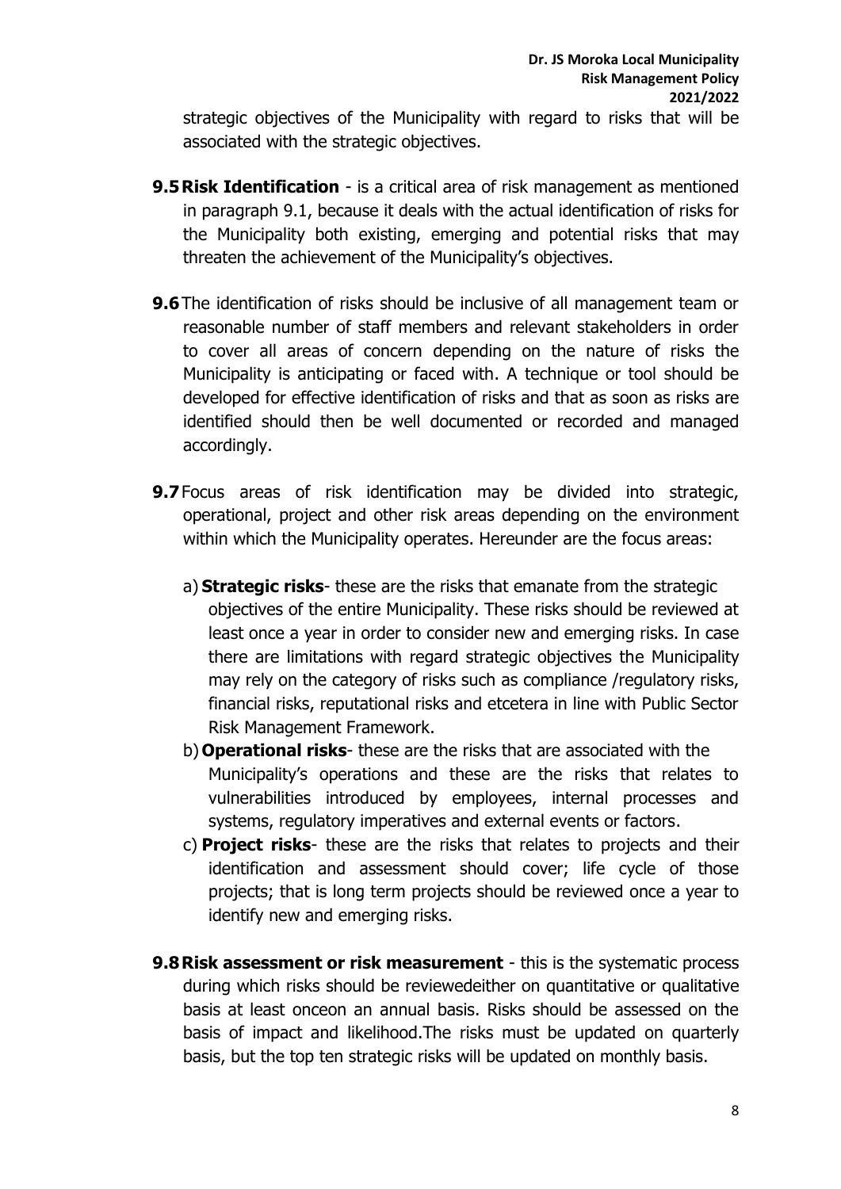strategic objectives of the Municipality with regard to risks that will be associated with the strategic objectives.

**9.5 Risk Identification** - is a critical area of risk management as mentioned in paragraph 9.1, because it deals with the actual identification of risks for the Municipality both existing, emerging and potential risks that may threaten the achievement of the Municipality's objectives.

**9.6** The identification of risks should be inclusive of all management team or reasonable number of staff members and relevant stakeholders in order to cover all areas of concern depending on the nature of risks the Municipality is anticipating or faced with. A technique or tool should be developed for effective identification of risks and that as soon as risks are identified should then be well documented or recorded and managed accordingly.

**9.7** Focus areas of risk identification may be divided into strategic, operational, project and other risk areas depending on the environment within which the Municipality operates. Hereunder are the focus areas:

a) **Strategic risks**- these are the risks that emanate from the strategic objectives of the entire Municipality. These risks should be reviewed at least once a year in order to consider new and emerging risks. In case there are limitations with regard strategic objectives the Municipality may rely on the category of risks such as compliance /regulatory risks, financial risks, reputational risks and etcetera in line with Public Sector Risk Management Framework.

b) **Operational risks**- these are the risks that are associated with the Municipality's operations and these are the risks that relates to vulnerabilities introduced by employees, internal processes and systems, regulatory imperatives and external events or factors.

c) **Project risks**- these are the risks that relates to projects and their identification and assessment should cover; life cycle of those projects; that is long term projects should be reviewed once a year to identify new and emerging risks.

**9.8 Risk assessment or risk measurement** - this is the systematic process during which risks should be reviewedeither on quantitative or qualitative basis at least onceon an annual basis. Risks should be assessed on the basis of impact and likelihood.The risks must be updated on quarterly basis, but the top ten strategic risks will be updated on monthly basis.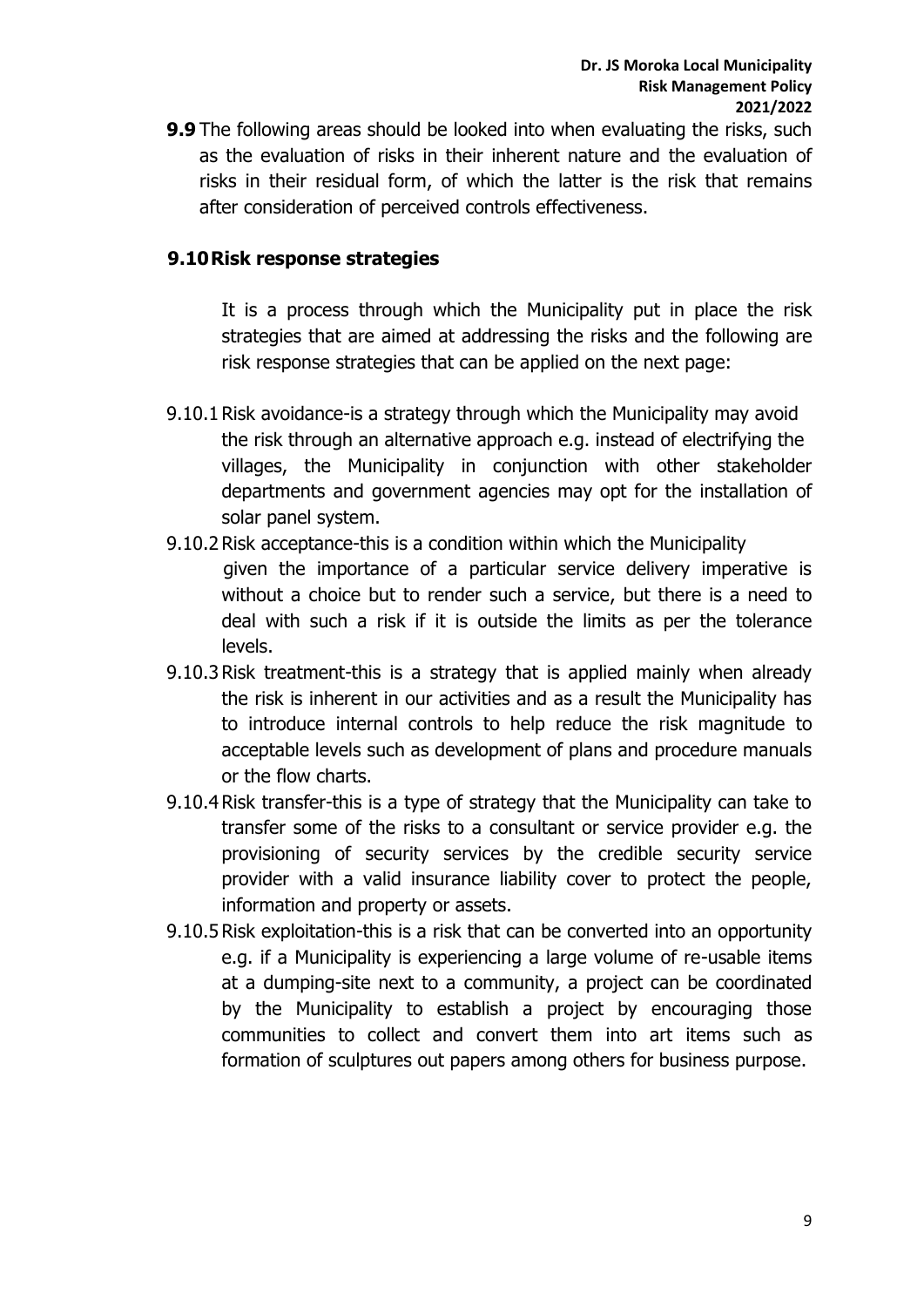**9.9** The following areas should be looked into when evaluating the risks, such as the evaluation of risks in their inherent nature and the evaluation of risks in their residual form, of which the latter is the risk that remains after consideration of perceived controls effectiveness.

### 9.10 Risk response strategies

It is a process through which the Municipality put in place the risk strategies that are aimed at addressing the risks and the following are risk response strategies that can be applied on the next page:

9.10.1 Risk avoidance-is a strategy through which the Municipality may avoid the risk through an alternative approach e.g. instead of electrifying the villages, the Municipality in conjunction with other stakeholder departments and government agencies may opt for the installation of solar panel system.

9.10.2 Risk acceptance-this is a condition within which the Municipality given the importance of a particular service delivery imperative is without a choice but to render such a service, but there is a need to deal with such a risk if it is outside the limits as per the tolerance levels.

9.10.3 Risk treatment-this is a strategy that is applied mainly when already the risk is inherent in our activities and as a result the Municipality has to introduce internal controls to help reduce the risk magnitude to acceptable levels such as development of plans and procedure manuals or the flow charts.

9.10.4 Risk transfer-this is a type of strategy that the Municipality can take to transfer some of the risks to a consultant or service provider e.g. the provisioning of security services by the credible security service provider with a valid insurance liability cover to protect the people, information and property or assets.

9.10.5 Risk exploitation-this is a risk that can be converted into an opportunity e.g. if a Municipality is experiencing a large volume of re-usable items at a dumping-site next to a community, a project can be coordinated by the Municipality to establish a project by encouraging those communities to collect and convert them into art items such as formation of sculptures out papers among others for business purpose.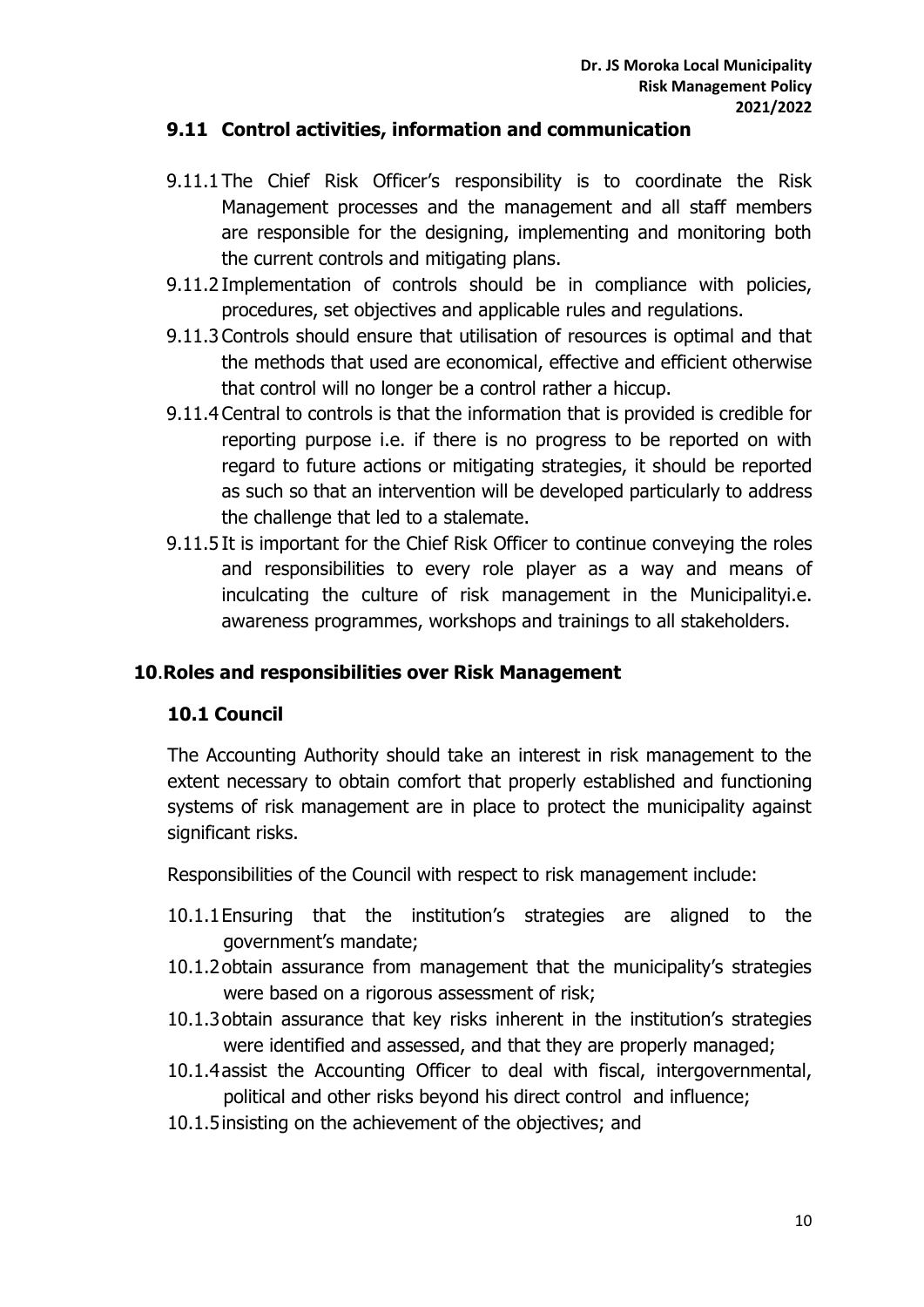## 9.11 Control activities, information and communication

9.11.1 The Chief Risk Officer's responsibility is to coordinate the Risk Management processes and the management and all staff members are responsible for the designing, implementing and monitoring both the current controls and mitigating plans.

9.11.2 Implementation of controls should be in compliance with policies, procedures, set objectives and applicable rules and regulations.

9.11.3 Controls should ensure that utilisation of resources is optimal and that the methods that used are economical, effective and efficient otherwise that control will no longer be a control rather a hiccup.

9.11.4 Central to controls is that the information that is provided is credible for reporting purpose i.e. if there is no progress to be reported on with regard to future actions or mitigating strategies, it should be reported as such so that an intervention will be developed particularly to address the challenge that led to a stalemate.

9.11.5 It is important for the Chief Risk Officer to continue conveying the roles and responsibilities to every role player as a way and means of inculcating the culture of risk management in the Municipalityi.e. awareness programmes, workshops and trainings to all stakeholders.

# 10. Roles and responsibilities over Risk Management

## 10.1 Council

The Accounting Authority should take an interest in risk management to the extent necessary to obtain comfort that properly established and functioning systems of risk management are in place to protect the municipality against significant risks.

Responsibilities of the Council with respect to risk management include:

10.1.1 Ensuring that the institution's strategies are aligned to the government's mandate;

10.1.2 obtain assurance from management that the municipality's strategies were based on a rigorous assessment of risk;

10.1.3 obtain assurance that key risks inherent in the institution's strategies were identified and assessed, and that they are properly managed;

10.1.4 assist the Accounting Officer to deal with fiscal, intergovernmental, political and other risks beyond his direct control and influence;

10.1.5 insisting on the achievement of the objectives; and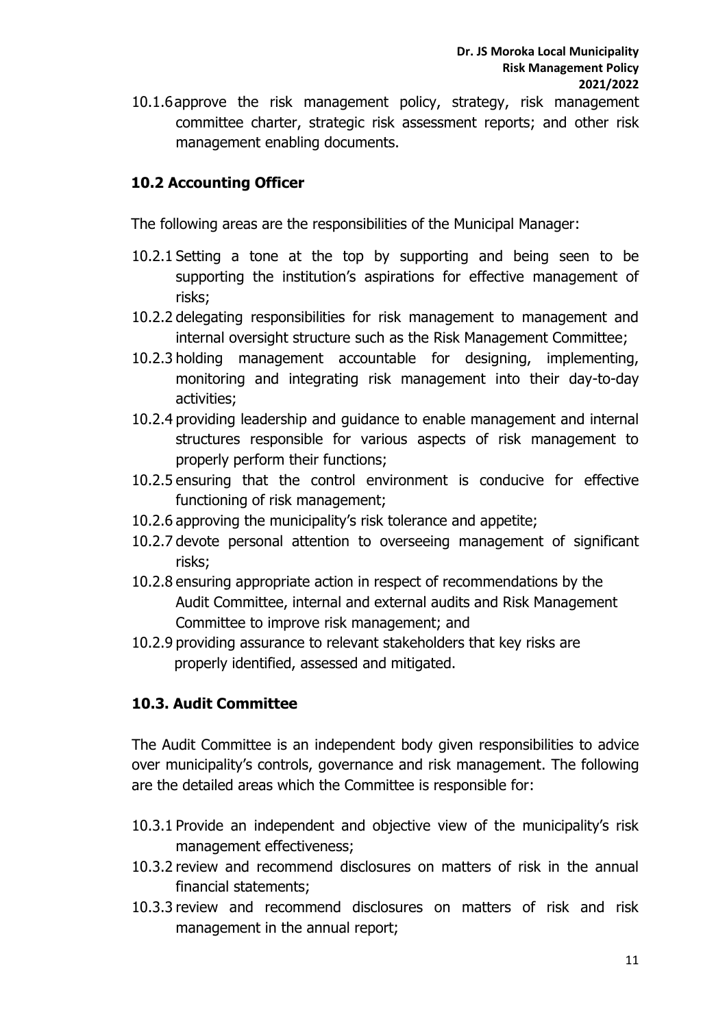10.1.6 approve the risk management policy, strategy, risk management committee charter, strategic risk assessment reports; and other risk management enabling documents.

### 10.2 Accounting Officer

The following areas are the responsibilities of the Municipal Manager:

10.2.1 Setting a tone at the top by supporting and being seen to be supporting the institution's aspirations for effective management of risks;

10.2.2 delegating responsibilities for risk management to management and internal oversight structure such as the Risk Management Committee;

10.2.3 holding management accountable for designing, implementing, monitoring and integrating risk management into their day-to-day activities;

10.2.4 providing leadership and guidance to enable management and internal structures responsible for various aspects of risk management to properly perform their functions;

10.2.5 ensuring that the control environment is conducive for effective functioning of risk management;

10.2.6 approving the municipality's risk tolerance and appetite;

10.2.7 devote personal attention to overseeing management of significant risks;

10.2.8 ensuring appropriate action in respect of recommendations by the Audit Committee, internal and external audits and Risk Management Committee to improve risk management; and

10.2.9 providing assurance to relevant stakeholders that key risks are properly identified, assessed and mitigated.

### 10.3. Audit Committee

The Audit Committee is an independent body given responsibilities to advice over municipality's controls, governance and risk management. The following are the detailed areas which the Committee is responsible for:

10.3.1 Provide an independent and objective view of the municipality's risk management effectiveness;

10.3.2 review and recommend disclosures on matters of risk in the annual financial statements;

10.3.3 review and recommend disclosures on matters of risk and risk management in the annual report;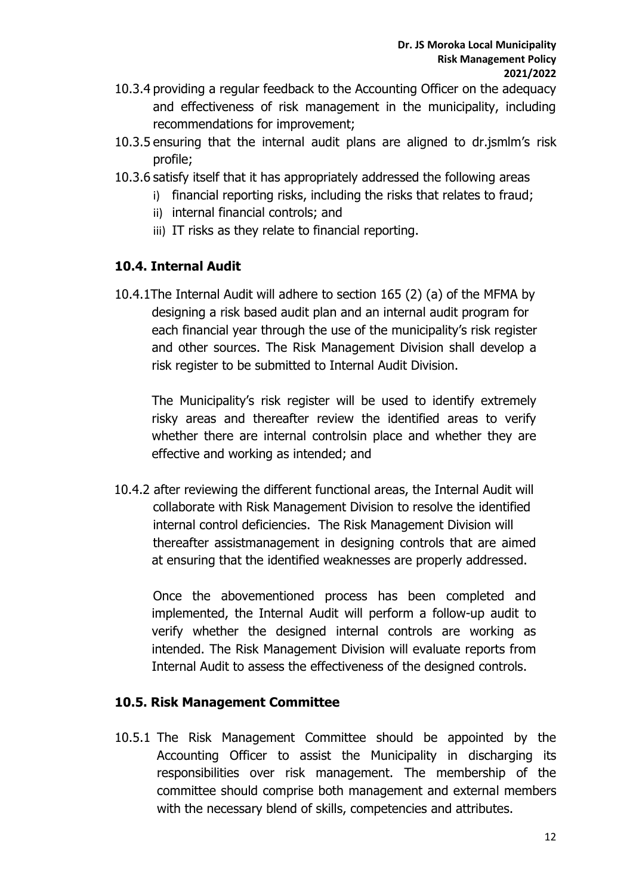10.3.4 providing a regular feedback to the Accounting Officer on the adequacy and effectiveness of risk management in the municipality, including recommendations for improvement;

10.3.5 ensuring that the internal audit plans are aligned to dr.jsmlm's risk profile;

10.3.6 satisfy itself that it has appropriately addressed the following areas

i) financial reporting risks, including the risks that relates to fraud;

ii) internal financial controls; and

iii) IT risks as they relate to financial reporting.

## 10.4. Internal Audit

10.4.1 The Internal Audit will adhere to section 165 (2) (a) of the MFMA by designing a risk based audit plan and an internal audit program for each financial year through the use of the municipality's risk register and other sources. The Risk Management Division shall develop a risk register to be submitted to Internal Audit Division.

The Municipality's risk register will be used to identify extremely risky areas and thereafter review the identified areas to verify whether there are internal controlsin place and whether they are effective and working as intended; and

10.4.2 after reviewing the different functional areas, the Internal Audit will collaborate with Risk Management Division to resolve the identified internal control deficiencies. The Risk Management Division will thereafter assistmanagement in designing controls that are aimed at ensuring that the identified weaknesses are properly addressed.

Once the abovementioned process has been completed and implemented, the Internal Audit will perform a follow-up audit to verify whether the designed internal controls are working as intended. The Risk Management Division will evaluate reports from Internal Audit to assess the effectiveness of the designed controls.

## 10.5. Risk Management Committee

10.5.1 The Risk Management Committee should be appointed by the Accounting Officer to assist the Municipality in discharging its responsibilities over risk management. The membership of the committee should comprise both management and external members with the necessary blend of skills, competencies and attributes.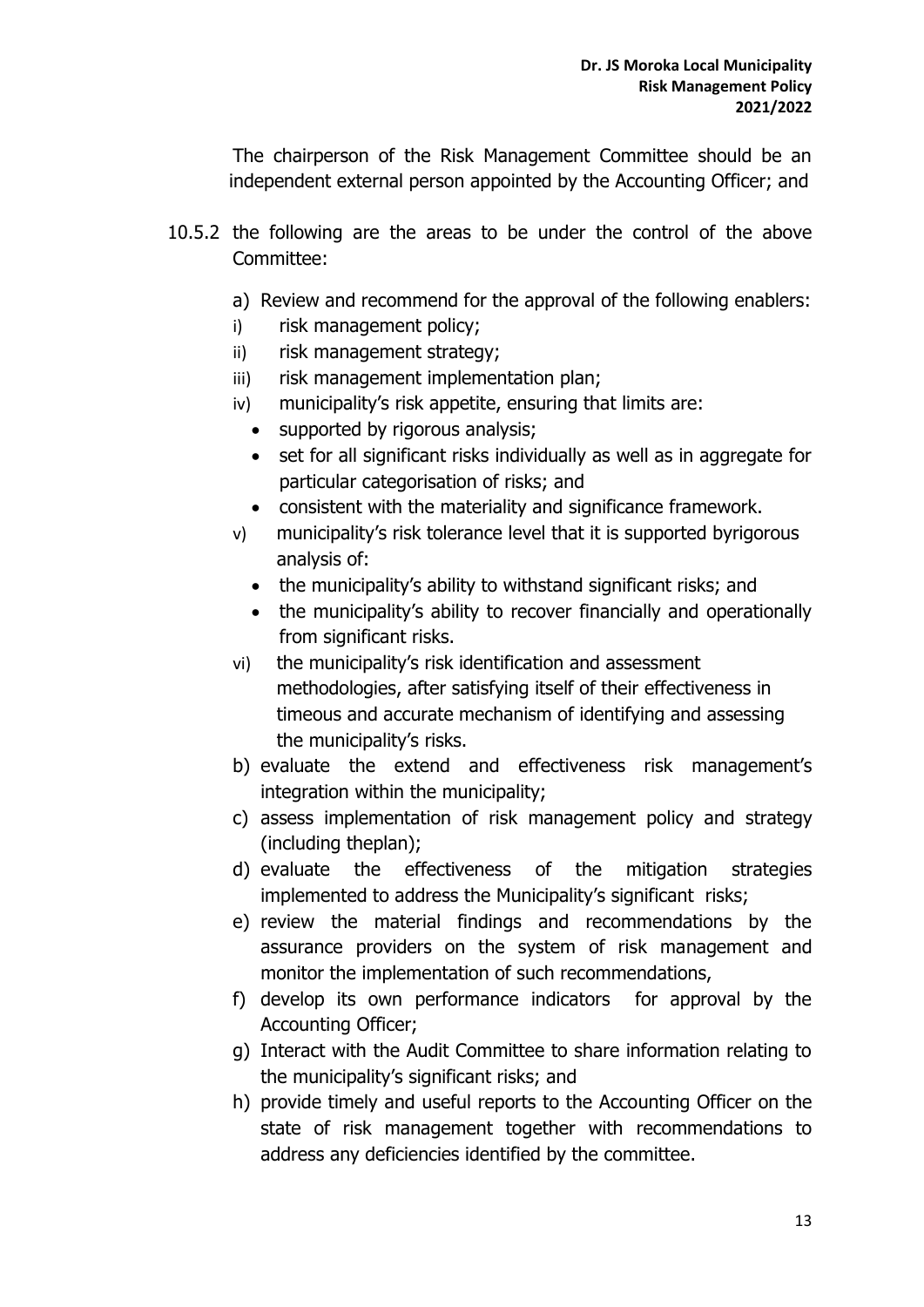The chairperson of the Risk Management Committee should be an independent external person appointed by the Accounting Officer; and

10.5.2 the following are the areas to be under the control of the above Committee:

a) Review and recommend for the approval of the following enablers:
   i) risk management policy;
   ii) risk management strategy;
   iii) risk management implementation plan;
   iv) municipality's risk appetite, ensuring that limits are:
      - supported by rigorous analysis;
      - set for all significant risks individually as well as in aggregate for particular categorisation of risks; and
      - consistent with the materiality and significance framework.
   v) municipality's risk tolerance level that it is supported byrigorous analysis of:
      - the municipality's ability to withstand significant risks; and
      - the municipality's ability to recover financially and operationally from significant risks.
   vi) the municipality's risk identification and assessment methodologies, after satisfying itself of their effectiveness in timeous and accurate mechanism of identifying and assessing the municipality's risks.

b) evaluate the extend and effectiveness risk management's integration within the municipality;

c) assess implementation of risk management policy and strategy (including theplan);

d) evaluate the effectiveness of the mitigation strategies implemented to address the Municipality's significant risks;

e) review the material findings and recommendations by the assurance providers on the system of risk management and monitor the implementation of such recommendations,

f) develop its own performance indicators for approval by the Accounting Officer;

g) Interact with the Audit Committee to share information relating to the municipality's significant risks; and

h) provide timely and useful reports to the Accounting Officer on the state of risk management together with recommendations to address any deficiencies identified by the committee.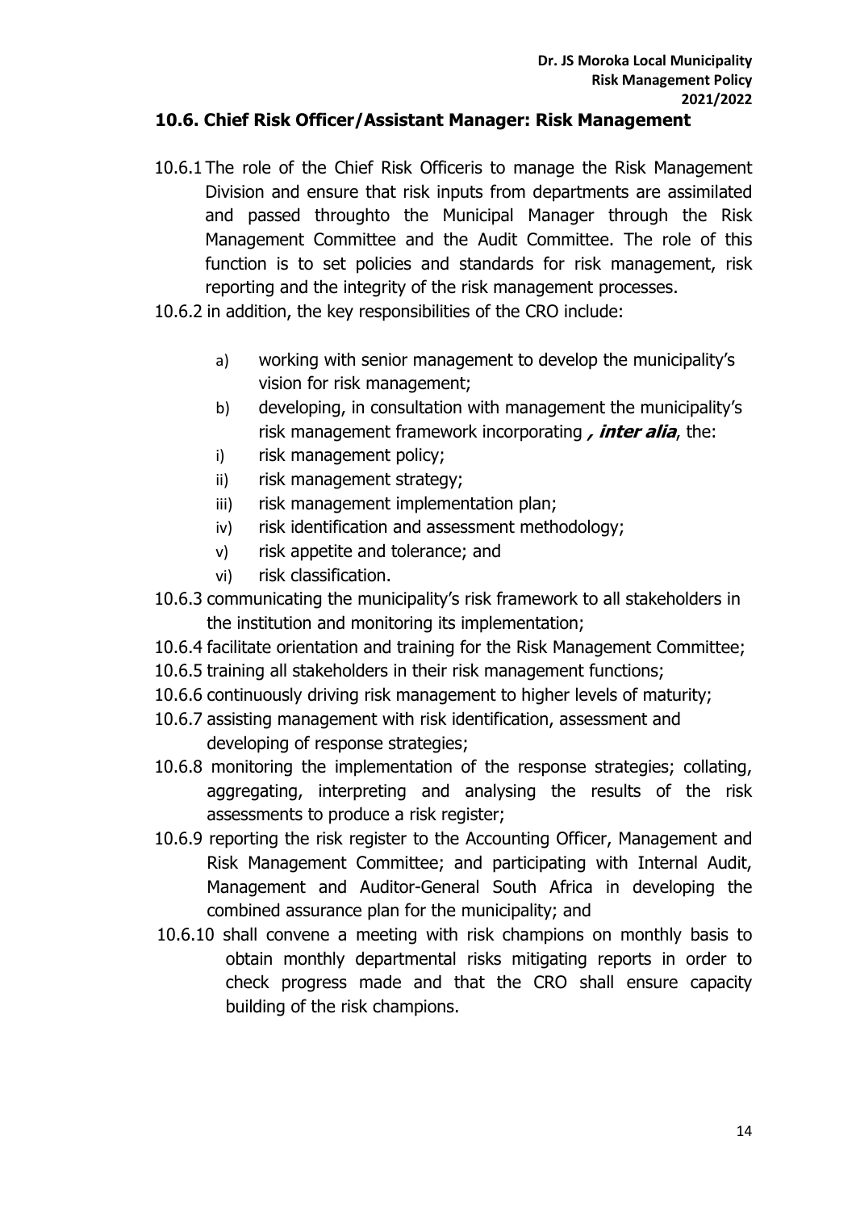## 10.6. Chief Risk Officer/Assistant Manager: Risk Management

10.6.1 The role of the Chief Risk Officeris to manage the Risk Management Division and ensure that risk inputs from departments are assimilated and passed throughto the Municipal Manager through the Risk Management Committee and the Audit Committee. The role of this function is to set policies and standards for risk management, risk reporting and the integrity of the risk management processes.

10.6.2 in addition, the key responsibilities of the CRO include:

a) working with senior management to develop the municipality's vision for risk management;

b) developing, in consultation with management the municipality's risk management framework incorporating ***, inter alia***, the:

i) risk management policy;

ii) risk management strategy;

iii) risk management implementation plan;

iv) risk identification and assessment methodology;

v) risk appetite and tolerance; and

vi) risk classification.

10.6.3 communicating the municipality's risk framework to all stakeholders in the institution and monitoring its implementation;

10.6.4 facilitate orientation and training for the Risk Management Committee;

10.6.5 training all stakeholders in their risk management functions;

10.6.6 continuously driving risk management to higher levels of maturity;

10.6.7 assisting management with risk identification, assessment and developing of response strategies;

10.6.8 monitoring the implementation of the response strategies; collating, aggregating, interpreting and analysing the results of the risk assessments to produce a risk register;

10.6.9 reporting the risk register to the Accounting Officer, Management and Risk Management Committee; and participating with Internal Audit, Management and Auditor-General South Africa in developing the combined assurance plan for the municipality; and

10.6.10 shall convene a meeting with risk champions on monthly basis to obtain monthly departmental risks mitigating reports in order to check progress made and that the CRO shall ensure capacity building of the risk champions.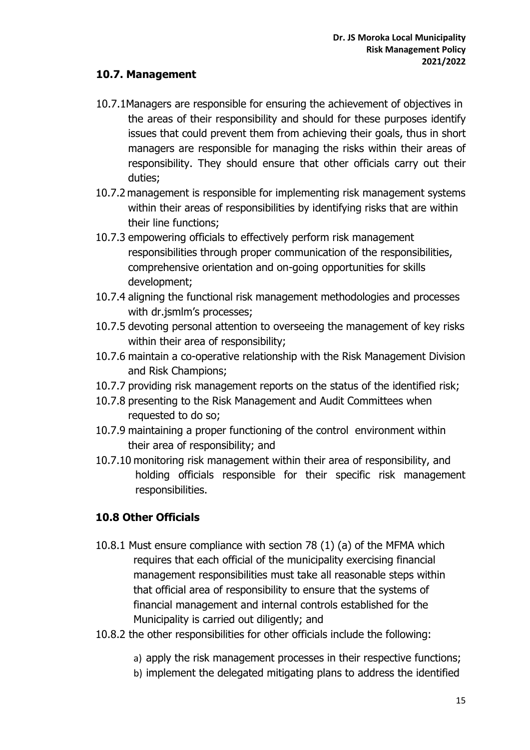## 10.7. Management

10.7.1 Managers are responsible for ensuring the achievement of objectives in the areas of their responsibility and should for these purposes identify issues that could prevent them from achieving their goals, thus in short managers are responsible for managing the risks within their areas of responsibility. They should ensure that other officials carry out their duties;

10.7.2 management is responsible for implementing risk management systems within their areas of responsibilities by identifying risks that are within their line functions;

10.7.3 empowering officials to effectively perform risk management responsibilities through proper communication of the responsibilities, comprehensive orientation and on-going opportunities for skills development;

10.7.4 aligning the functional risk management methodologies and processes with dr.jsmlm's processes;

10.7.5 devoting personal attention to overseeing the management of key risks within their area of responsibility;

10.7.6 maintain a co-operative relationship with the Risk Management Division and Risk Champions;

10.7.7 providing risk management reports on the status of the identified risk;

10.7.8 presenting to the Risk Management and Audit Committees when requested to do so;

10.7.9 maintaining a proper functioning of the control environment within their area of responsibility; and

10.7.10 monitoring risk management within their area of responsibility, and holding officials responsible for their specific risk management responsibilities.

## 10.8 Other Officials

10.8.1 Must ensure compliance with section 78 (1) (a) of the MFMA which requires that each official of the municipality exercising financial management responsibilities must take all reasonable steps within that official area of responsibility to ensure that the systems of financial management and internal controls established for the Municipality is carried out diligently; and

10.8.2 the other responsibilities for other officials include the following:

a) apply the risk management processes in their respective functions;
b) implement the delegated mitigating plans to address the identified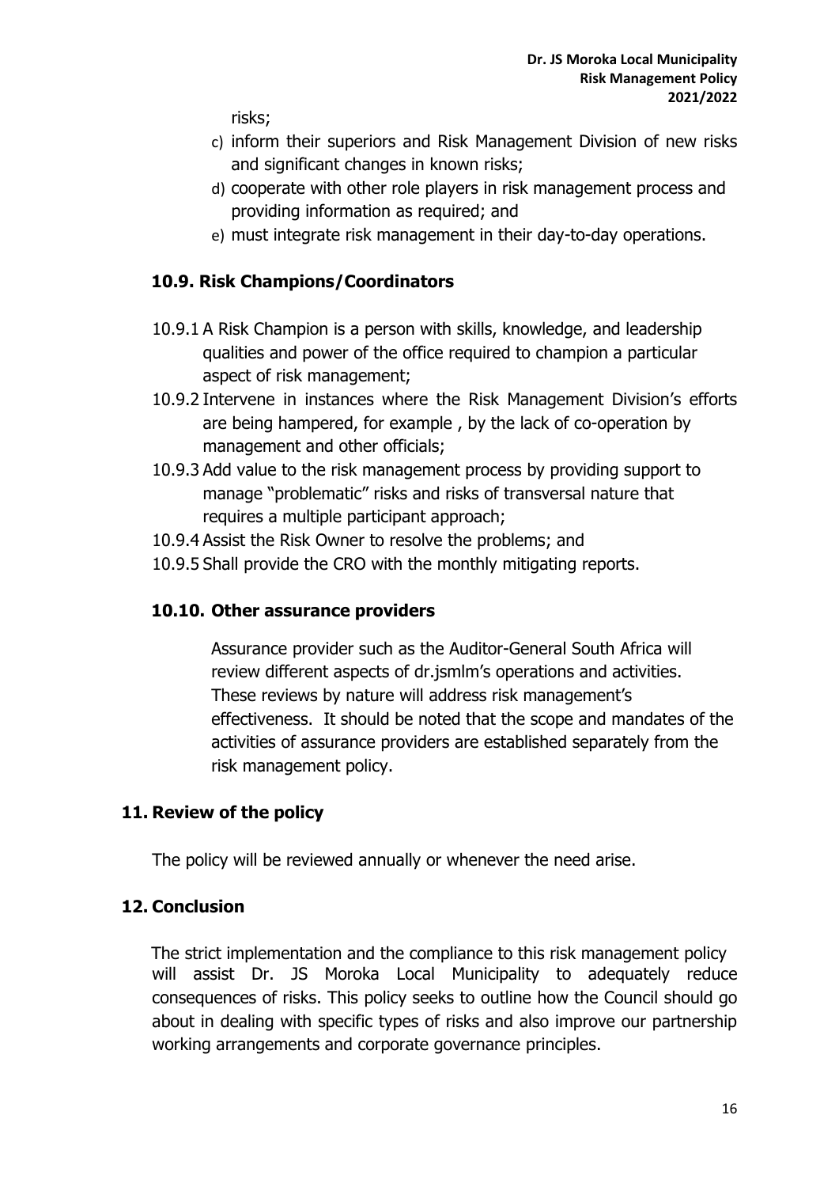risks;

c) inform their superiors and Risk Management Division of new risks and significant changes in known risks;
d) cooperate with other role players in risk management process and providing information as required; and
e) must integrate risk management in their day-to-day operations.

### 10.9. Risk Champions/Coordinators

10.9.1 A Risk Champion is a person with skills, knowledge, and leadership qualities and power of the office required to champion a particular aspect of risk management;

10.9.2 Intervene in instances where the Risk Management Division's efforts are being hampered, for example , by the lack of co-operation by management and other officials;

10.9.3 Add value to the risk management process by providing support to manage "problematic" risks and risks of transversal nature that requires a multiple participant approach;

10.9.4 Assist the Risk Owner to resolve the problems; and

10.9.5 Shall provide the CRO with the monthly mitigating reports.

### 10.10. Other assurance providers

Assurance provider such as the Auditor-General South Africa will review different aspects of dr.jsmlm's operations and activities. These reviews by nature will address risk management's effectiveness. It should be noted that the scope and mandates of the activities of assurance providers are established separately from the risk management policy.

## 11. Review of the policy

The policy will be reviewed annually or whenever the need arise.

## 12. Conclusion

The strict implementation and the compliance to this risk management policy will assist Dr. JS Moroka Local Municipality to adequately reduce consequences of risks. This policy seeks to outline how the Council should go about in dealing with specific types of risks and also improve our partnership working arrangements and corporate governance principles.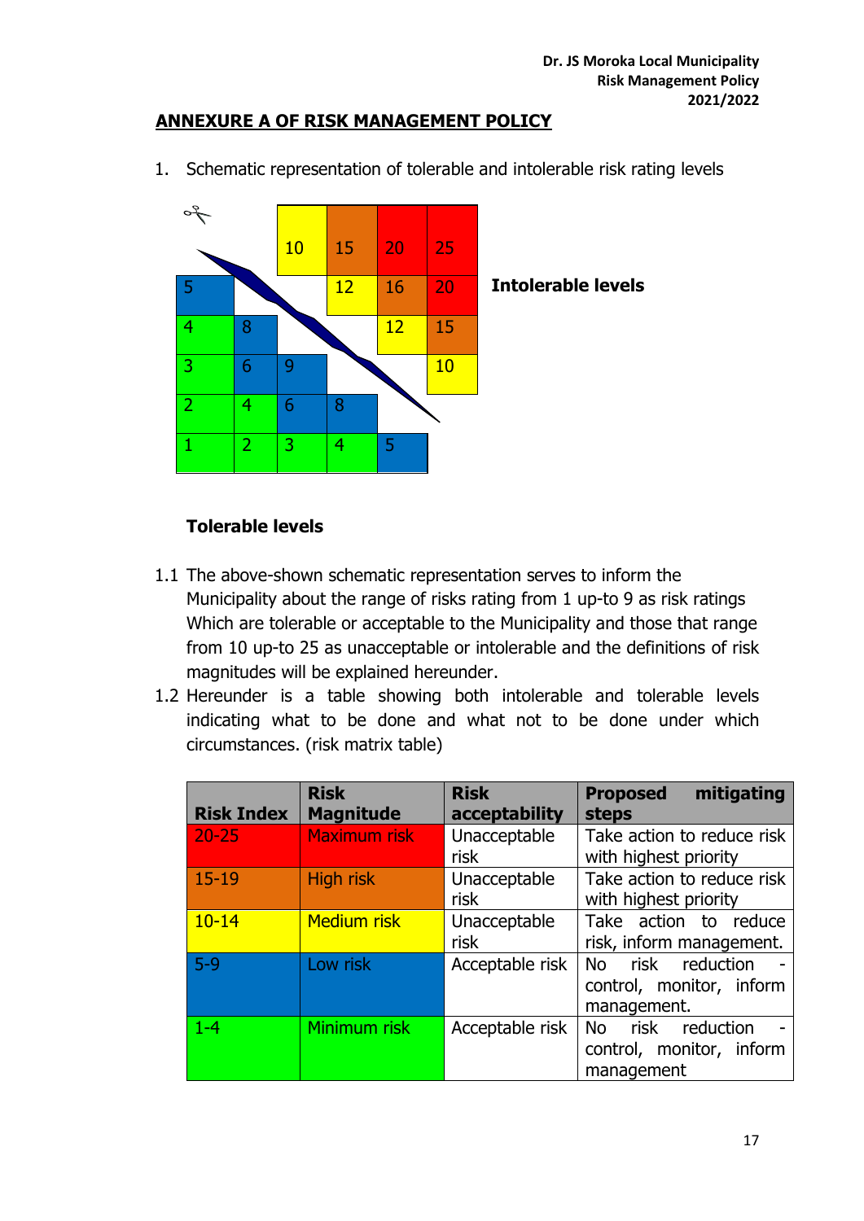## ANNEXURE A OF RISK MANAGEMENT POLICY

1. Schematic representation of tolerable and intolerable risk rating levels

| | | | | | |
|---|---|---|---|---|---|
| | | 10 | 15 | 20 | 25 |
| 5 | | | 12 | 16 | 20 |
| 4 | 8 | | | 12 | 15 |
| 3 | 6 | 9 | | | 10 |
| 2 | 4 | 6 | 8 | | |
| 1 | 2 | 3 | 4 | 5 | |

**Intolerable levels**

**Tolerable levels**

1.1 The above-shown schematic representation serves to inform the Municipality about the range of risks rating from 1 up-to 9 as risk ratings Which are tolerable or acceptable to the Municipality and those that range from 10 up-to 25 as unacceptable or intolerable and the definitions of risk magnitudes will be explained hereunder.

1.2 Hereunder is a table showing both intolerable and tolerable levels indicating what to be done and what not to be done under which circumstances. (risk matrix table)

| Risk Index | Risk Magnitude | Risk acceptability | Proposed mitigating steps |
|---|---|---|---|
| 20-25 | Maximum risk | Unacceptable risk | Take action to reduce risk with highest priority |
| 15-19 | High risk | Unacceptable risk | Take action to reduce risk with highest priority |
| 10-14 | Medium risk | Unacceptable risk | Take action to reduce risk, inform management. |
| 5-9 | Low risk | Acceptable risk | No risk reduction - control, monitor, inform management. |
| 1-4 | Minimum risk | Acceptable risk | No risk reduction - control, monitor, inform management |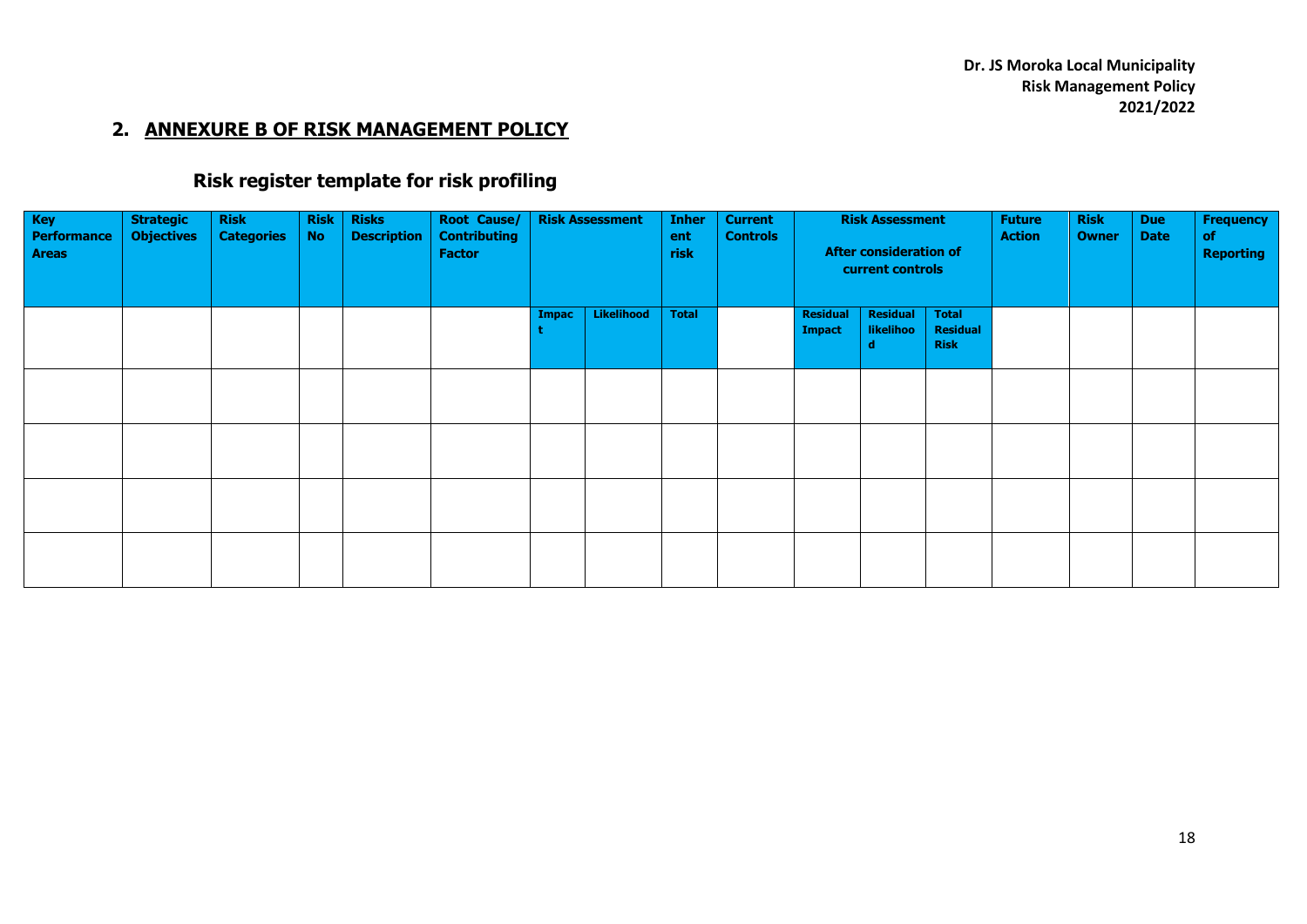## 2. ANNEXURE B OF RISK MANAGEMENT POLICY

### Risk register template for risk profiling

| Key Performance Areas | Strategic Objectives | Risk Categories | Risk No | Risks Description | Root Cause/ Contributing Factor | Risk Assessment | | Inherent risk | Current Controls | Risk Assessment After consideration of current controls | | | Future Action | Risk Owner | Due Date | Frequency of Reporting |
|---|---|---|---|---|---|---|---|---|---|---|---|---|---|---|---|---|
| | | | | | | Impact | Likelihood | Total | | Residual Impact | Residual likelihood | Total Residual Risk | | | | |
| | | | | | | | | | | | | | | | | |
| | | | | | | | | | | | | | | | | |
| | | | | | | | | | | | | | | | | |
| | | | | | | | | | | | | | | | | |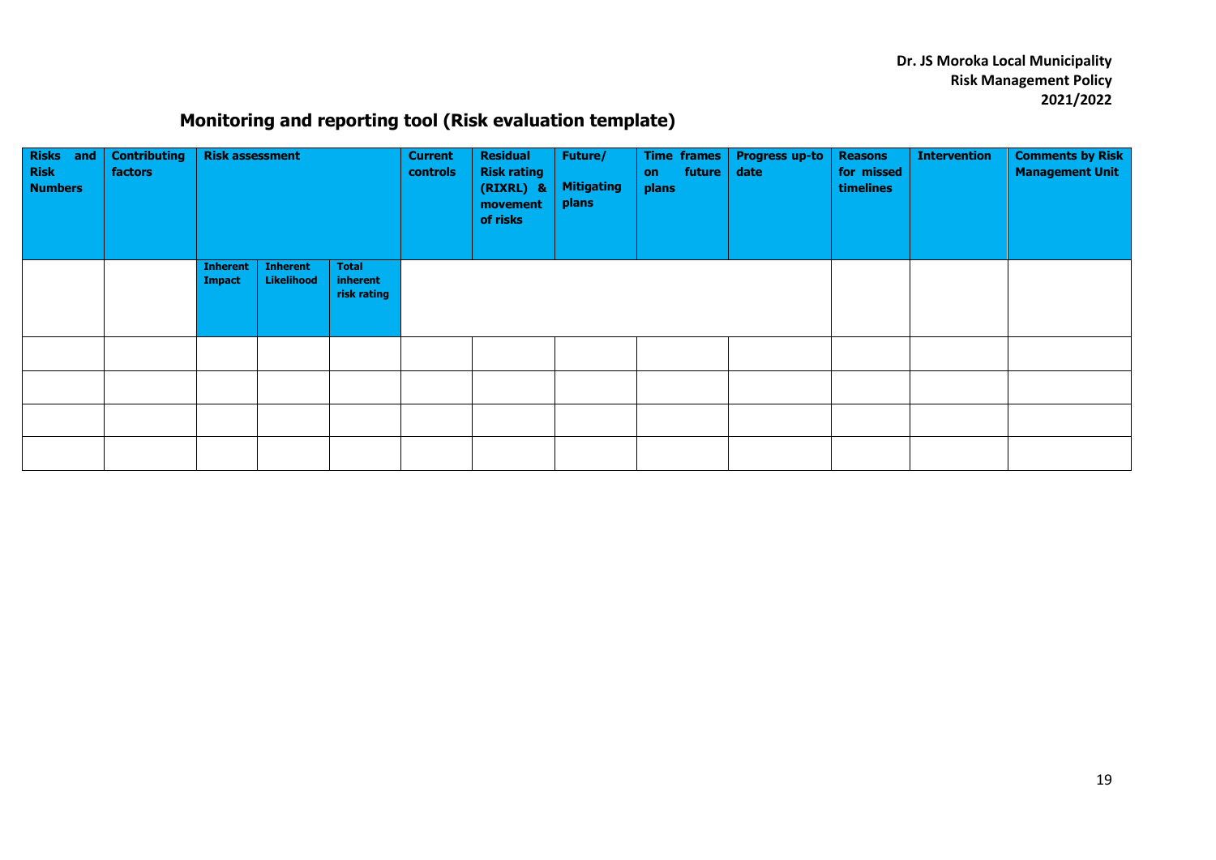# Monitoring and reporting tool (Risk evaluation template)

| Risks and Risk Numbers | Contributing factors | Risk assessment | | | Current controls | Residual Risk rating (RIXRL) & movement of risks | Future/ Mitigating plans | Time frames on future plans | Progress up-to date | Reasons for missed timelines | Intervention | Comments by Risk Management Unit |
|---|---|---|---|---|---|---|---|---|---|---|---|---|
| | | Inherent Impact | Inherent Likelihood | Total inherent risk rating | | | | | | | | |
| | | | | | | | | | | | | |
| | | | | | | | | | | | | |
| | | | | | | | | | | | | |
| | | | | | | | | | | | | |